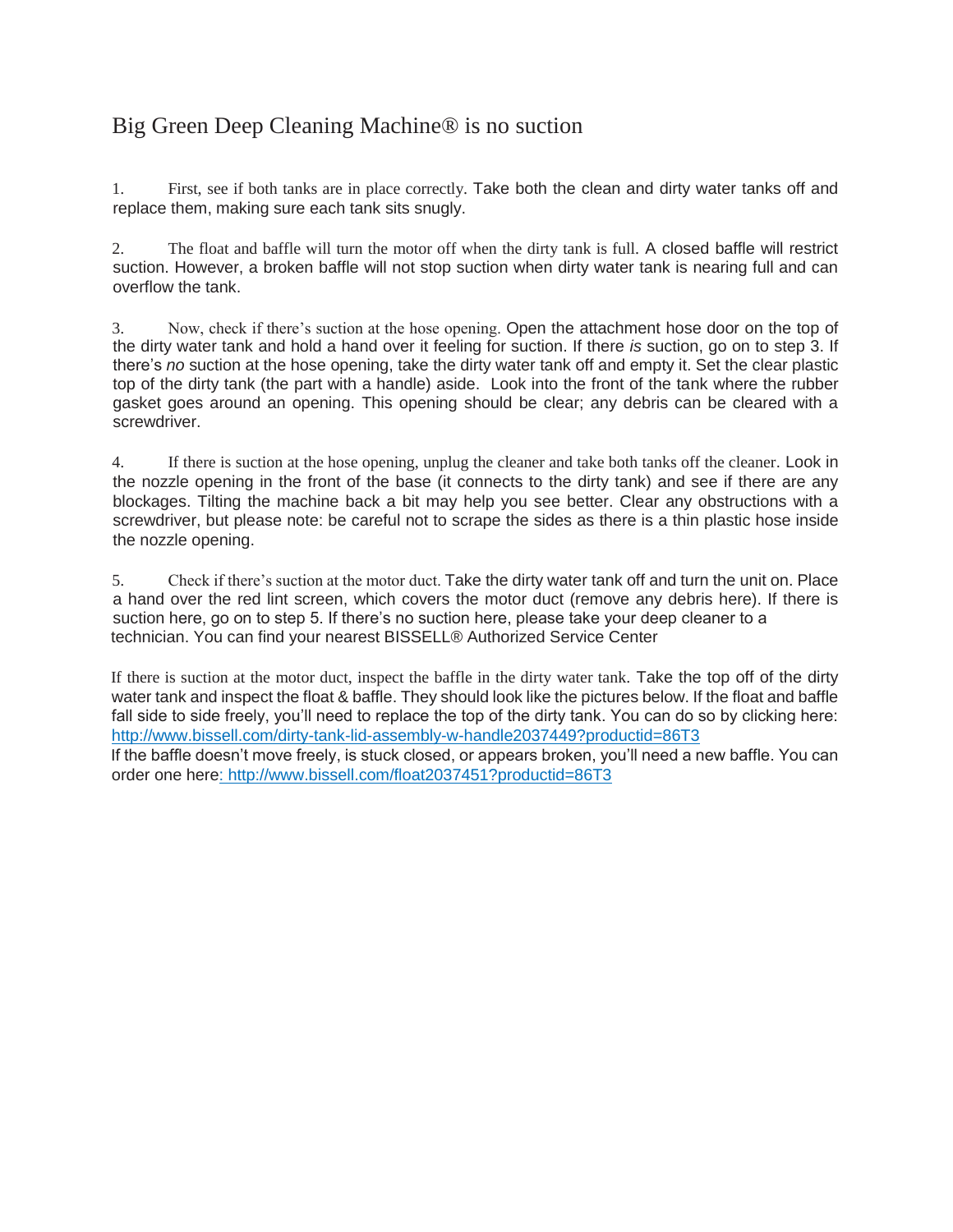# Big Green Deep Cleaning Machine® is no suction

1. First, see if both tanks are in place correctly. Take both the clean and dirty water tanks off and replace them, making sure each tank sits snugly.

2. The float and baffle will turn the motor off when the dirty tank is full. A closed baffle will restrict suction. However, a broken baffle will not stop suction when dirty water tank is nearing full and can overflow the tank.

3. Now, check if there's suction at the hose opening. Open the attachment hose door on the top of the dirty water tank and hold a hand over it feeling for suction. If there *is* suction, go on to step 3. If there's *no* suction at the hose opening, take the dirty water tank off and empty it. Set the clear plastic top of the dirty tank (the part with a handle) aside. Look into the front of the tank where the rubber gasket goes around an opening. This opening should be clear; any debris can be cleared with a screwdriver.

4. If there is suction at the hose opening, unplug the cleaner and take both tanks off the cleaner. Look in the nozzle opening in the front of the base (it connects to the dirty tank) and see if there are any blockages. Tilting the machine back a bit may help you see better. Clear any obstructions with a screwdriver, but please note: be careful not to scrape the sides as there is a thin plastic hose inside the nozzle opening.

5. Check if there's suction at the motor duct. Take the dirty water tank off and turn the unit on. Place a hand over the red lint screen, which covers the motor duct (remove any debris here). If there is suction here, go on to step 5. If there's no suction here, please take your deep cleaner to a technician. You can find your nearest BISSELL® Authorized Service Center

If there is suction at the motor duct, inspect the baffle in the dirty water tank. Take the top off of the dirty water tank and inspect the float & baffle. They should look like the pictures below. If the float and baffle fall side to side freely, you'll need to replace the top of the dirty tank. You can do so by clicking here: http://www.bissell.com/dirty-tank-lid-assembly-w-handle2037449?productid=86T3
If the baffle doesn't move freely, is stuck closed, or appears broken, you'll need a new baffle. You can order one here: http://www.bissell.com/float2037451?productid=86T3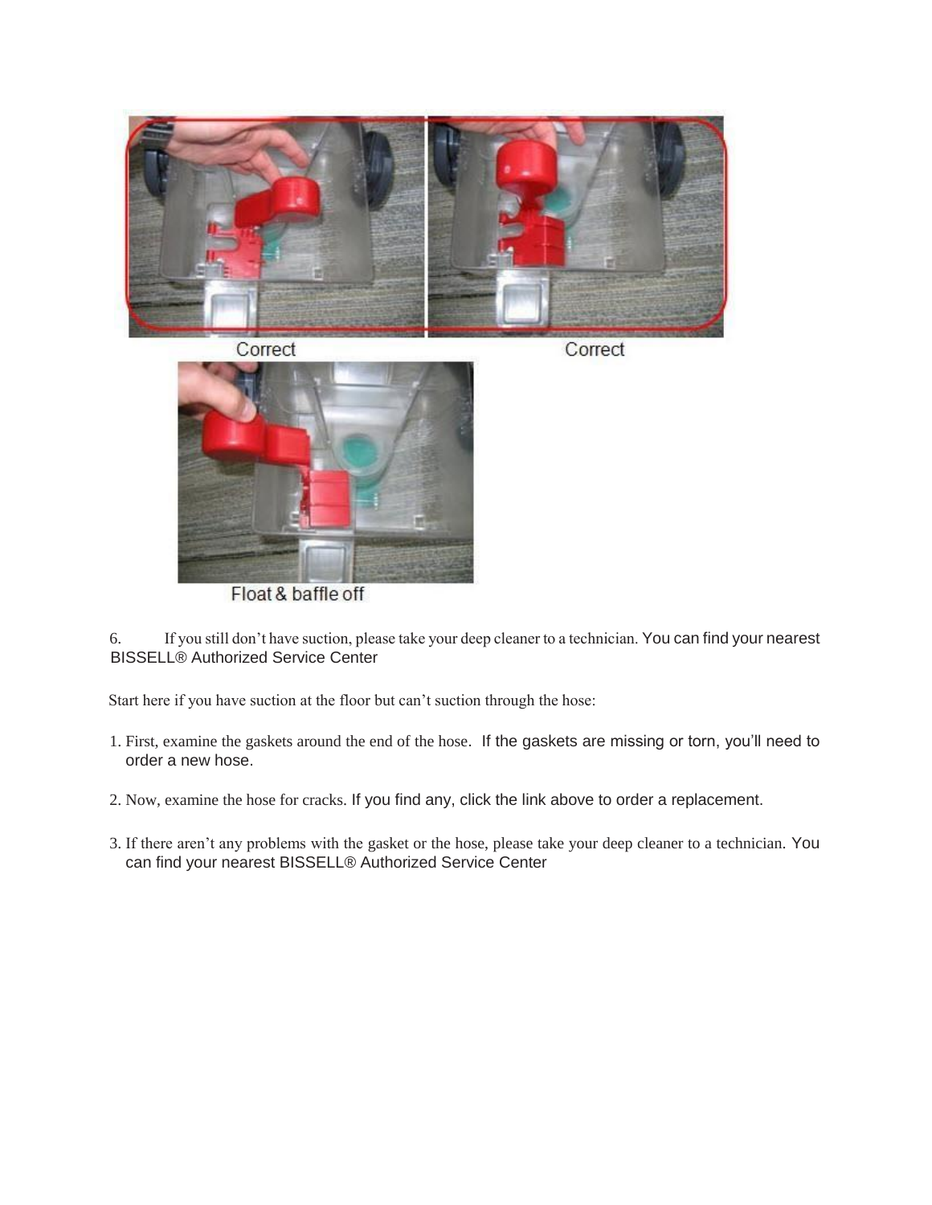Correct

Correct

Float & baffle off

6. If you still don't have suction, please take your deep cleaner to a technician. You can find your nearest BISSELL® Authorized Service Center

Start here if you have suction at the floor but can't suction through the hose:

1. First, examine the gaskets around the end of the hose. If the gaskets are missing or torn, you'll need to order a new hose.

2. Now, examine the hose for cracks. If you find any, click the link above to order a replacement.

3. If there aren't any problems with the gasket or the hose, please take your deep cleaner to a technician. You can find your nearest BISSELL® Authorized Service Center